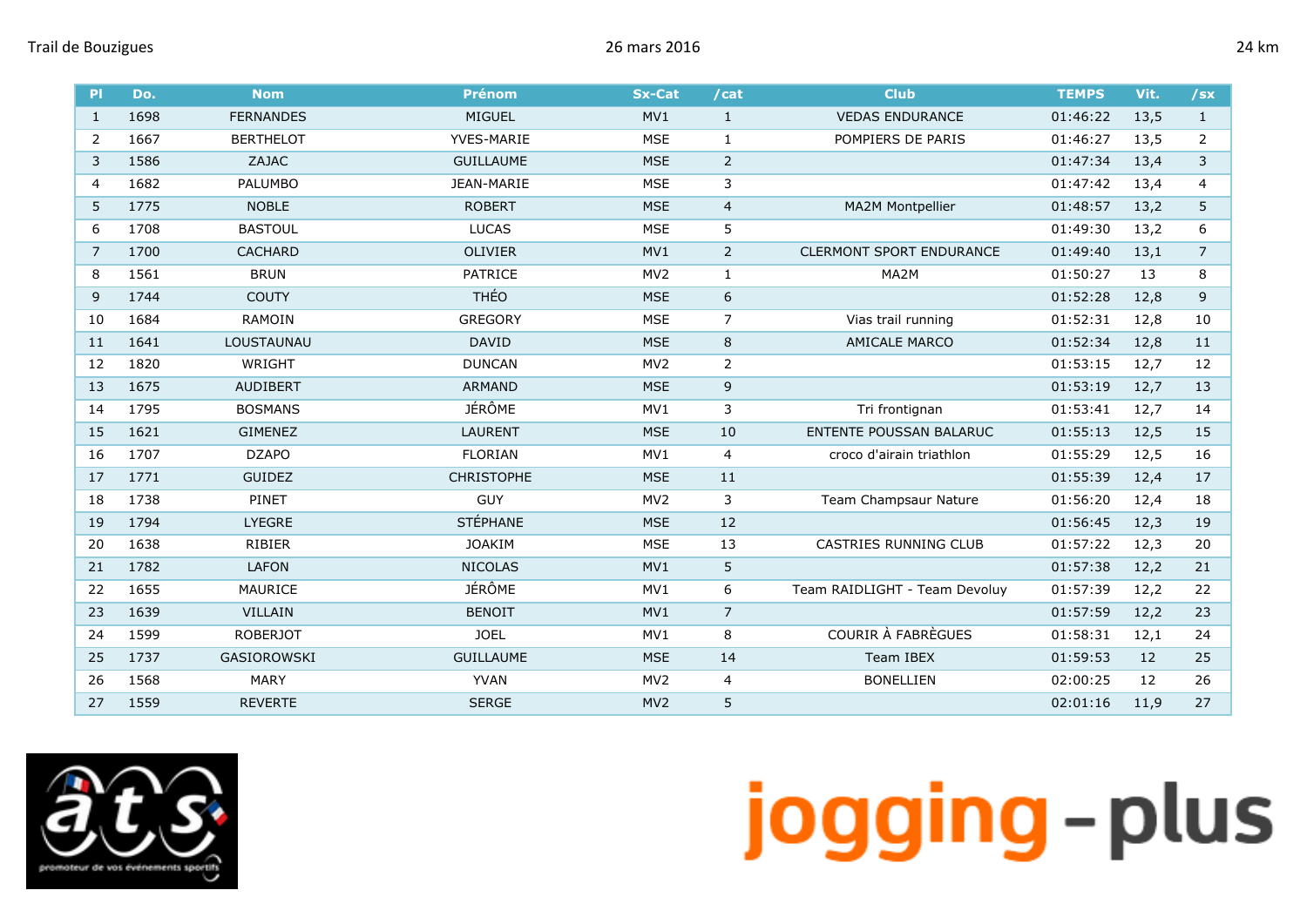Trail de Bouzigues 26 mars 2016 24 km

| Pl | Do. | Nom | Prénom | Sx-Cat | /cat | Club | TEMPS | Vit. | /sx |
|---|---|---|---|---|---|---|---|---|---|
| 1 | 1698 | FERNANDES | MIGUEL | MV1 | 1 | VEDAS ENDURANCE | 01:46:22 | 13,5 | 1 |
| 2 | 1667 | BERTHELOT | YVES-MARIE | MSE | 1 | POMPIERS DE PARIS | 01:46:27 | 13,5 | 2 |
| 3 | 1586 | ZAJAC | GUILLAUME | MSE | 2 | | 01:47:34 | 13,4 | 3 |
| 4 | 1682 | PALUMBO | JEAN-MARIE | MSE | 3 | | 01:47:42 | 13,4 | 4 |
| 5 | 1775 | NOBLE | ROBERT | MSE | 4 | MA2M Montpellier | 01:48:57 | 13,2 | 5 |
| 6 | 1708 | BASTOUL | LUCAS | MSE | 5 | | 01:49:30 | 13,2 | 6 |
| 7 | 1700 | CACHARD | OLIVIER | MV1 | 2 | CLERMONT SPORT ENDURANCE | 01:49:40 | 13,1 | 7 |
| 8 | 1561 | BRUN | PATRICE | MV2 | 1 | MA2M | 01:50:27 | 13 | 8 |
| 9 | 1744 | COUTY | THÉO | MSE | 6 | | 01:52:28 | 12,8 | 9 |
| 10 | 1684 | RAMOIN | GREGORY | MSE | 7 | Vias trail running | 01:52:31 | 12,8 | 10 |
| 11 | 1641 | LOUSTAUNAU | DAVID | MSE | 8 | AMICALE MARCO | 01:52:34 | 12,8 | 11 |
| 12 | 1820 | WRIGHT | DUNCAN | MV2 | 2 | | 01:53:15 | 12,7 | 12 |
| 13 | 1675 | AUDIBERT | ARMAND | MSE | 9 | | 01:53:19 | 12,7 | 13 |
| 14 | 1795 | BOSMANS | JÉRÔME | MV1 | 3 | Tri frontignan | 01:53:41 | 12,7 | 14 |
| 15 | 1621 | GIMENEZ | LAURENT | MSE | 10 | ENTENTE POUSSAN BALARUC | 01:55:13 | 12,5 | 15 |
| 16 | 1707 | DZAPO | FLORIAN | MV1 | 4 | croco d'airain triathlon | 01:55:29 | 12,5 | 16 |
| 17 | 1771 | GUIDEZ | CHRISTOPHE | MSE | 11 | | 01:55:39 | 12,4 | 17 |
| 18 | 1738 | PINET | GUY | MV2 | 3 | Team Champsaur Nature | 01:56:20 | 12,4 | 18 |
| 19 | 1794 | LYEGRE | STÉPHANE | MSE | 12 | | 01:56:45 | 12,3 | 19 |
| 20 | 1638 | RIBIER | JOAKIM | MSE | 13 | CASTRIES RUNNING CLUB | 01:57:22 | 12,3 | 20 |
| 21 | 1782 | LAFON | NICOLAS | MV1 | 5 | | 01:57:38 | 12,2 | 21 |
| 22 | 1655 | MAURICE | JÉRÔME | MV1 | 6 | Team RAIDLIGHT - Team Devoluy | 01:57:39 | 12,2 | 22 |
| 23 | 1639 | VILLAIN | BENOIT | MV1 | 7 | | 01:57:59 | 12,2 | 23 |
| 24 | 1599 | ROBERJOT | JOEL | MV1 | 8 | COURIR À FABRÈGUES | 01:58:31 | 12,1 | 24 |
| 25 | 1737 | GASIOROWSKI | GUILLAUME | MSE | 14 | Team IBEX | 01:59:53 | 12 | 25 |
| 26 | 1568 | MARY | YVAN | MV2 | 4 | BONELLIEN | 02:00:25 | 12 | 26 |
| 27 | 1559 | REVERTE | SERGE | MV2 | 5 | | 02:01:16 | 11,9 | 27 |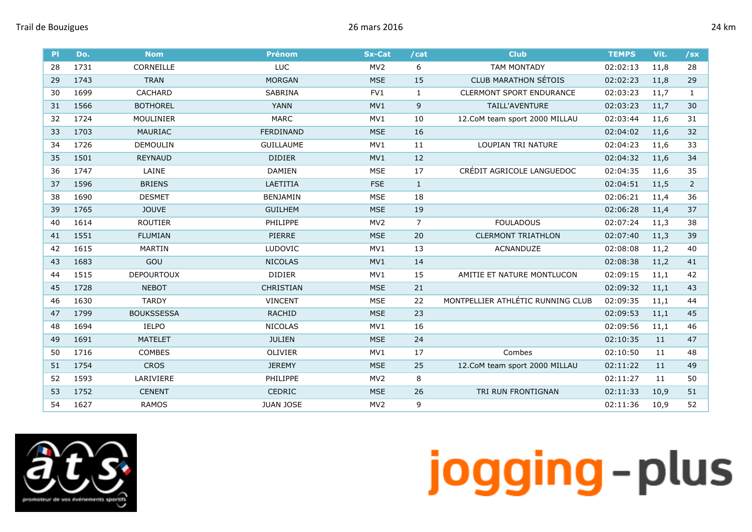| Pl | Do. | Nom | Prénom | Sx-Cat | /cat | Club | TEMPS | Vit. | /sx |
|---|---|---|---|---|---|---|---|---|---|
| 28 | 1731 | CORNEILLE | LUC | MV2 | 6 | TAM MONTADY | 02:02:13 | 11,8 | 28 |
| 29 | 1743 | TRAN | MORGAN | MSE | 15 | CLUB MARATHON SÉTOIS | 02:02:23 | 11,8 | 29 |
| 30 | 1699 | CACHARD | SABRINA | FV1 | 1 | CLERMONT SPORT ENDURANCE | 02:03:23 | 11,7 | 1 |
| 31 | 1566 | BOTHOREL | YANN | MV1 | 9 | TAILL'AVENTURE | 02:03:23 | 11,7 | 30 |
| 32 | 1724 | MOULINIER | MARC | MV1 | 10 | 12.CoM team sport 2000 MILLAU | 02:03:44 | 11,6 | 31 |
| 33 | 1703 | MAURIAC | FERDINAND | MSE | 16 | | 02:04:02 | 11,6 | 32 |
| 34 | 1726 | DEMOULIN | GUILLAUME | MV1 | 11 | LOUPIAN TRI NATURE | 02:04:23 | 11,6 | 33 |
| 35 | 1501 | REYNAUD | DIDIER | MV1 | 12 | | 02:04:32 | 11,6 | 34 |
| 36 | 1747 | LAINE | DAMIEN | MSE | 17 | CRÉDIT AGRICOLE LANGUEDOC | 02:04:35 | 11,6 | 35 |
| 37 | 1596 | BRIENS | LAETITIA | FSE | 1 | | 02:04:51 | 11,5 | 2 |
| 38 | 1690 | DESMET | BENJAMIN | MSE | 18 | | 02:06:21 | 11,4 | 36 |
| 39 | 1765 | JOUVE | GUILHEM | MSE | 19 | | 02:06:28 | 11,4 | 37 |
| 40 | 1614 | ROUTIER | PHILIPPE | MV2 | 7 | FOULADOUS | 02:07:24 | 11,3 | 38 |
| 41 | 1551 | FLUMIAN | PIERRE | MSE | 20 | CLERMONT TRIATHLON | 02:07:40 | 11,3 | 39 |
| 42 | 1615 | MARTIN | LUDOVIC | MV1 | 13 | ACNANDUZE | 02:08:08 | 11,2 | 40 |
| 43 | 1683 | GOU | NICOLAS | MV1 | 14 | | 02:08:38 | 11,2 | 41 |
| 44 | 1515 | DEPOURTOUX | DIDIER | MV1 | 15 | AMITIE ET NATURE MONTLUCON | 02:09:15 | 11,1 | 42 |
| 45 | 1728 | NEBOT | CHRISTIAN | MSE | 21 | | 02:09:32 | 11,1 | 43 |
| 46 | 1630 | TARDY | VINCENT | MSE | 22 | MONTPELLIER ATHLÉTIC RUNNING CLUB | 02:09:35 | 11,1 | 44 |
| 47 | 1799 | BOUKSSESSA | RACHID | MSE | 23 | | 02:09:53 | 11,1 | 45 |
| 48 | 1694 | IELPO | NICOLAS | MV1 | 16 | | 02:09:56 | 11,1 | 46 |
| 49 | 1691 | MATELET | JULIEN | MSE | 24 | | 02:10:35 | 11 | 47 |
| 50 | 1716 | COMBES | OLIVIER | MV1 | 17 | Combes | 02:10:50 | 11 | 48 |
| 51 | 1754 | CROS | JEREMY | MSE | 25 | 12.CoM team sport 2000 MILLAU | 02:11:22 | 11 | 49 |
| 52 | 1593 | LARIVIERE | PHILIPPE | MV2 | 8 | | 02:11:27 | 11 | 50 |
| 53 | 1752 | CENENT | CEDRIC | MSE | 26 | TRI RUN FRONTIGNAN | 02:11:33 | 10,9 | 51 |
| 54 | 1627 | RAMOS | JUAN JOSE | MV2 | 9 | | 02:11:36 | 10,9 | 52 |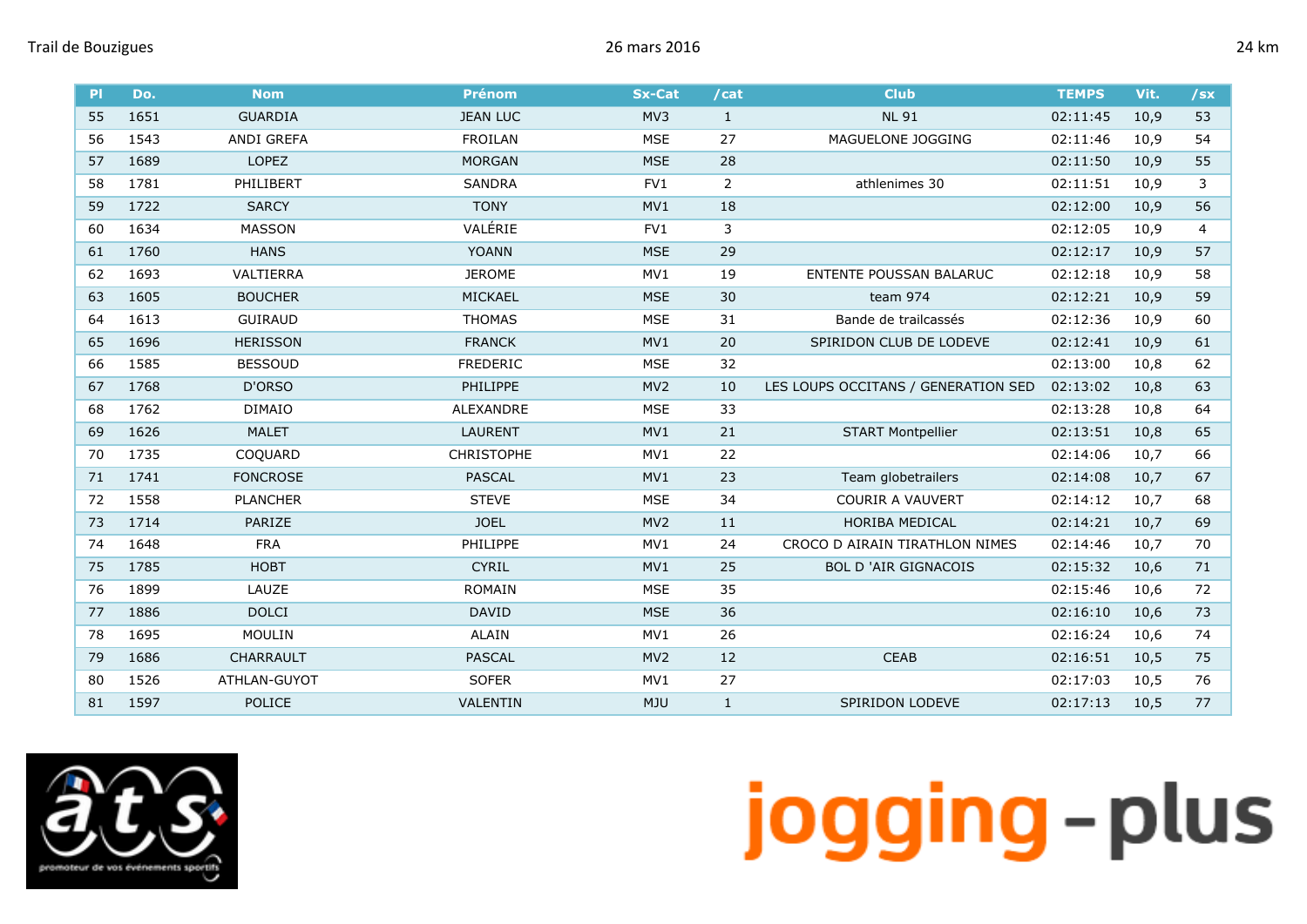| Pl | Do. | Nom | Prénom | Sx-Cat | /cat | Club | TEMPS | Vit. | /sx |
|---|---|---|---|---|---|---|---|---|---|
| 55 | 1651 | GUARDIA | JEAN LUC | MV3 | 1 | NL 91 | 02:11:45 | 10,9 | 53 |
| 56 | 1543 | ANDI GREFA | FROILAN | MSE | 27 | MAGUELONE JOGGING | 02:11:46 | 10,9 | 54 |
| 57 | 1689 | LOPEZ | MORGAN | MSE | 28 | | 02:11:50 | 10,9 | 55 |
| 58 | 1781 | PHILIBERT | SANDRA | FV1 | 2 | athlenimes 30 | 02:11:51 | 10,9 | 3 |
| 59 | 1722 | SARCY | TONY | MV1 | 18 | | 02:12:00 | 10,9 | 56 |
| 60 | 1634 | MASSON | VALÉRIE | FV1 | 3 | | 02:12:05 | 10,9 | 4 |
| 61 | 1760 | HANS | YOANN | MSE | 29 | | 02:12:17 | 10,9 | 57 |
| 62 | 1693 | VALTIERRA | JEROME | MV1 | 19 | ENTENTE POUSSAN BALARUC | 02:12:18 | 10,9 | 58 |
| 63 | 1605 | BOUCHER | MICKAEL | MSE | 30 | team 974 | 02:12:21 | 10,9 | 59 |
| 64 | 1613 | GUIRAUD | THOMAS | MSE | 31 | Bande de trailcassés | 02:12:36 | 10,9 | 60 |
| 65 | 1696 | HERISSON | FRANCK | MV1 | 20 | SPIRIDON CLUB DE LODEVE | 02:12:41 | 10,9 | 61 |
| 66 | 1585 | BESSOUD | FREDERIC | MSE | 32 | | 02:13:00 | 10,8 | 62 |
| 67 | 1768 | D'ORSO | PHILIPPE | MV2 | 10 | LES LOUPS OCCITANS / GENERATION SED | 02:13:02 | 10,8 | 63 |
| 68 | 1762 | DIMAIO | ALEXANDRE | MSE | 33 | | 02:13:28 | 10,8 | 64 |
| 69 | 1626 | MALET | LAURENT | MV1 | 21 | START Montpellier | 02:13:51 | 10,8 | 65 |
| 70 | 1735 | COQUARD | CHRISTOPHE | MV1 | 22 | | 02:14:06 | 10,7 | 66 |
| 71 | 1741 | FONCROSE | PASCAL | MV1 | 23 | Team globetrailers | 02:14:08 | 10,7 | 67 |
| 72 | 1558 | PLANCHER | STEVE | MSE | 34 | COURIR A VAUVERT | 02:14:12 | 10,7 | 68 |
| 73 | 1714 | PARIZE | JOEL | MV2 | 11 | HORIBA MEDICAL | 02:14:21 | 10,7 | 69 |
| 74 | 1648 | FRA | PHILIPPE | MV1 | 24 | CROCO D AIRAIN TIRATHLON NIMES | 02:14:46 | 10,7 | 70 |
| 75 | 1785 | HOBT | CYRIL | MV1 | 25 | BOL D 'AIR GIGNACOIS | 02:15:32 | 10,6 | 71 |
| 76 | 1899 | LAUZE | ROMAIN | MSE | 35 | | 02:15:46 | 10,6 | 72 |
| 77 | 1886 | DOLCI | DAVID | MSE | 36 | | 02:16:10 | 10,6 | 73 |
| 78 | 1695 | MOULIN | ALAIN | MV1 | 26 | | 02:16:24 | 10,6 | 74 |
| 79 | 1686 | CHARRAULT | PASCAL | MV2 | 12 | CEAB | 02:16:51 | 10,5 | 75 |
| 80 | 1526 | ATHLAN-GUYOT | SOFER | MV1 | 27 | | 02:17:03 | 10,5 | 76 |
| 81 | 1597 | POLICE | VALENTIN | MJU | 1 | SPIRIDON LODEVE | 02:17:13 | 10,5 | 77 |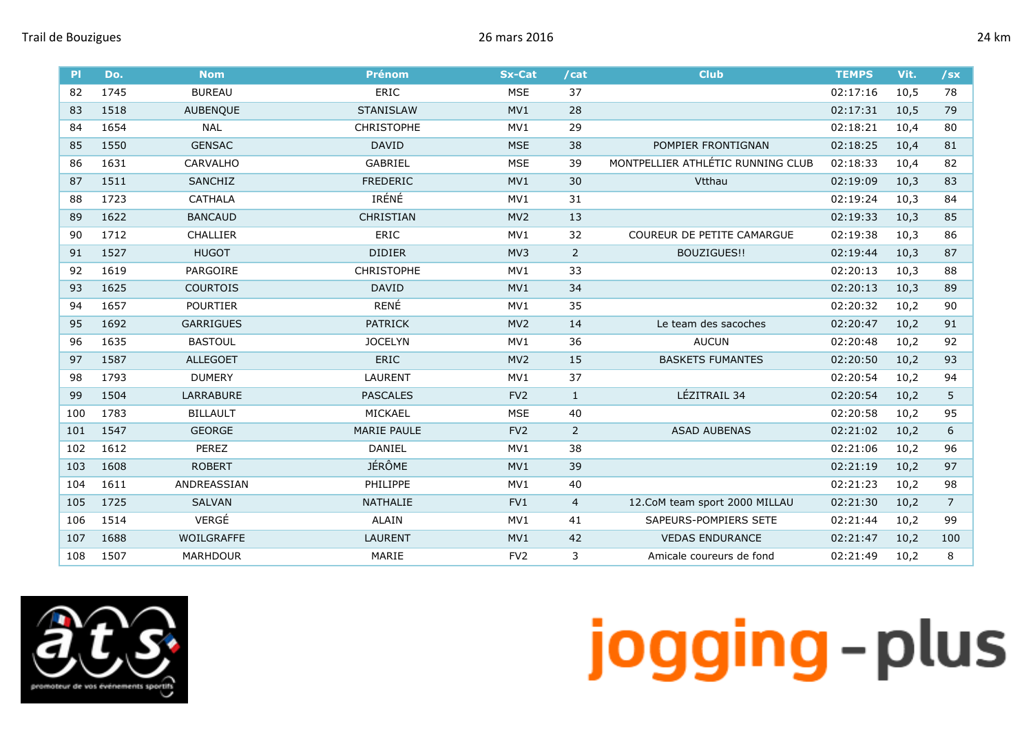Trail de Bouzigues — 26 mars 2016 — 24 km

| Pl | Do. | Nom | Prénom | Sx-Cat | /cat | Club | TEMPS | Vit. | /sx |
|---|---|---|---|---|---|---|---|---|---|
| 82 | 1745 | BUREAU | ERIC | MSE | 37 | | 02:17:16 | 10,5 | 78 |
| 83 | 1518 | AUBENQUE | STANISLAW | MV1 | 28 | | 02:17:31 | 10,5 | 79 |
| 84 | 1654 | NAL | CHRISTOPHE | MV1 | 29 | | 02:18:21 | 10,4 | 80 |
| 85 | 1550 | GENSAC | DAVID | MSE | 38 | POMPIER FRONTIGNAN | 02:18:25 | 10,4 | 81 |
| 86 | 1631 | CARVALHO | GABRIEL | MSE | 39 | MONTPELLIER ATHLÉTIC RUNNING CLUB | 02:18:33 | 10,4 | 82 |
| 87 | 1511 | SANCHIZ | FREDERIC | MV1 | 30 | Vtthau | 02:19:09 | 10,3 | 83 |
| 88 | 1723 | CATHALA | IRÉNÉ | MV1 | 31 | | 02:19:24 | 10,3 | 84 |
| 89 | 1622 | BANCAUD | CHRISTIAN | MV2 | 13 | | 02:19:33 | 10,3 | 85 |
| 90 | 1712 | CHALLIER | ERIC | MV1 | 32 | COUREUR DE PETITE CAMARGUE | 02:19:38 | 10,3 | 86 |
| 91 | 1527 | HUGOT | DIDIER | MV3 | 2 | BOUZIGUES!! | 02:19:44 | 10,3 | 87 |
| 92 | 1619 | PARGOIRE | CHRISTOPHE | MV1 | 33 | | 02:20:13 | 10,3 | 88 |
| 93 | 1625 | COURTOIS | DAVID | MV1 | 34 | | 02:20:13 | 10,3 | 89 |
| 94 | 1657 | POURTIER | RENÉ | MV1 | 35 | | 02:20:32 | 10,2 | 90 |
| 95 | 1692 | GARRIGUES | PATRICK | MV2 | 14 | Le team des sacoches | 02:20:47 | 10,2 | 91 |
| 96 | 1635 | BASTOUL | JOCELYN | MV1 | 36 | AUCUN | 02:20:48 | 10,2 | 92 |
| 97 | 1587 | ALLEGOET | ERIC | MV2 | 15 | BASKETS FUMANTES | 02:20:50 | 10,2 | 93 |
| 98 | 1793 | DUMERY | LAURENT | MV1 | 37 | | 02:20:54 | 10,2 | 94 |
| 99 | 1504 | LARRABURE | PASCALES | FV2 | 1 | LÉZITRAIL 34 | 02:20:54 | 10,2 | 5 |
| 100 | 1783 | BILLAULT | MICKAEL | MSE | 40 | | 02:20:58 | 10,2 | 95 |
| 101 | 1547 | GEORGE | MARIE PAULE | FV2 | 2 | ASAD AUBENAS | 02:21:02 | 10,2 | 6 |
| 102 | 1612 | PEREZ | DANIEL | MV1 | 38 | | 02:21:06 | 10,2 | 96 |
| 103 | 1608 | ROBERT | JÉRÔME | MV1 | 39 | | 02:21:19 | 10,2 | 97 |
| 104 | 1611 | ANDREASSIAN | PHILIPPE | MV1 | 40 | | 02:21:23 | 10,2 | 98 |
| 105 | 1725 | SALVAN | NATHALIE | FV1 | 4 | 12.CoM team sport 2000 MILLAU | 02:21:30 | 10,2 | 7 |
| 106 | 1514 | VERGÉ | ALAIN | MV1 | 41 | SAPEURS-POMPIERS SETE | 02:21:44 | 10,2 | 99 |
| 107 | 1688 | WOILGRAFFE | LAURENT | MV1 | 42 | VEDAS ENDURANCE | 02:21:47 | 10,2 | 100 |
| 108 | 1507 | MARHDOUR | MARIE | FV2 | 3 | Amicale coureurs de fond | 02:21:49 | 10,2 | 8 |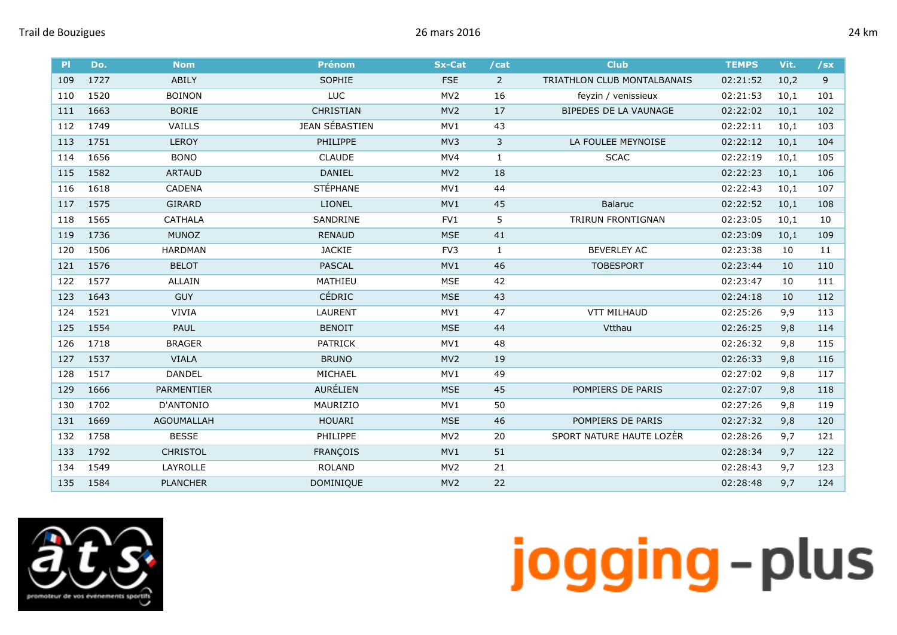Trail de Bouzigues — 26 mars 2016 — 24 km

| Pl | Do. | Nom | Prénom | Sx-Cat | /cat | Club | TEMPS | Vit. | /sx |
|---|---|---|---|---|---|---|---|---|---|
| 109 | 1727 | ABILY | SOPHIE | FSE | 2 | TRIATHLON CLUB MONTALBANAIS | 02:21:52 | 10,2 | 9 |
| 110 | 1520 | BOINON | LUC | MV2 | 16 | feyzin / venissieux | 02:21:53 | 10,1 | 101 |
| 111 | 1663 | BORIE | CHRISTIAN | MV2 | 17 | BIPEDES DE LA VAUNAGE | 02:22:02 | 10,1 | 102 |
| 112 | 1749 | VAILLS | JEAN SÉBASTIEN | MV1 | 43 | | 02:22:11 | 10,1 | 103 |
| 113 | 1751 | LEROY | PHILIPPE | MV3 | 3 | LA FOULEE MEYNOISE | 02:22:12 | 10,1 | 104 |
| 114 | 1656 | BONO | CLAUDE | MV4 | 1 | SCAC | 02:22:19 | 10,1 | 105 |
| 115 | 1582 | ARTAUD | DANIEL | MV2 | 18 | | 02:22:23 | 10,1 | 106 |
| 116 | 1618 | CADENA | STÉPHANE | MV1 | 44 | | 02:22:43 | 10,1 | 107 |
| 117 | 1575 | GIRARD | LIONEL | MV1 | 45 | Balaruc | 02:22:52 | 10,1 | 108 |
| 118 | 1565 | CATHALA | SANDRINE | FV1 | 5 | TRIRUN FRONTIGNAN | 02:23:05 | 10,1 | 10 |
| 119 | 1736 | MUNOZ | RENAUD | MSE | 41 | | 02:23:09 | 10,1 | 109 |
| 120 | 1506 | HARDMAN | JACKIE | FV3 | 1 | BEVERLEY AC | 02:23:38 | 10 | 11 |
| 121 | 1576 | BELOT | PASCAL | MV1 | 46 | TOBESPORT | 02:23:44 | 10 | 110 |
| 122 | 1577 | ALLAIN | MATHIEU | MSE | 42 | | 02:23:47 | 10 | 111 |
| 123 | 1643 | GUY | CÉDRIC | MSE | 43 | | 02:24:18 | 10 | 112 |
| 124 | 1521 | VIVIA | LAURENT | MV1 | 47 | VTT MILHAUD | 02:25:26 | 9,9 | 113 |
| 125 | 1554 | PAUL | BENOIT | MSE | 44 | Vtthau | 02:26:25 | 9,8 | 114 |
| 126 | 1718 | BRAGER | PATRICK | MV1 | 48 | | 02:26:32 | 9,8 | 115 |
| 127 | 1537 | VIALA | BRUNO | MV2 | 19 | | 02:26:33 | 9,8 | 116 |
| 128 | 1517 | DANDEL | MICHAEL | MV1 | 49 | | 02:27:02 | 9,8 | 117 |
| 129 | 1666 | PARMENTIER | AURÉLIEN | MSE | 45 | POMPIERS DE PARIS | 02:27:07 | 9,8 | 118 |
| 130 | 1702 | D'ANTONIO | MAURIZIO | MV1 | 50 | | 02:27:26 | 9,8 | 119 |
| 131 | 1669 | AGOUMALLAH | HOUARI | MSE | 46 | POMPIERS DE PARIS | 02:27:32 | 9,8 | 120 |
| 132 | 1758 | BESSE | PHILIPPE | MV2 | 20 | SPORT NATURE HAUTE LOZÈR | 02:28:26 | 9,7 | 121 |
| 133 | 1792 | CHRISTOL | FRANÇOIS | MV1 | 51 | | 02:28:34 | 9,7 | 122 |
| 134 | 1549 | LAYROLLE | ROLAND | MV2 | 21 | | 02:28:43 | 9,7 | 123 |
| 135 | 1584 | PLANCHER | DOMINIQUE | MV2 | 22 | | 02:28:48 | 9,7 | 124 |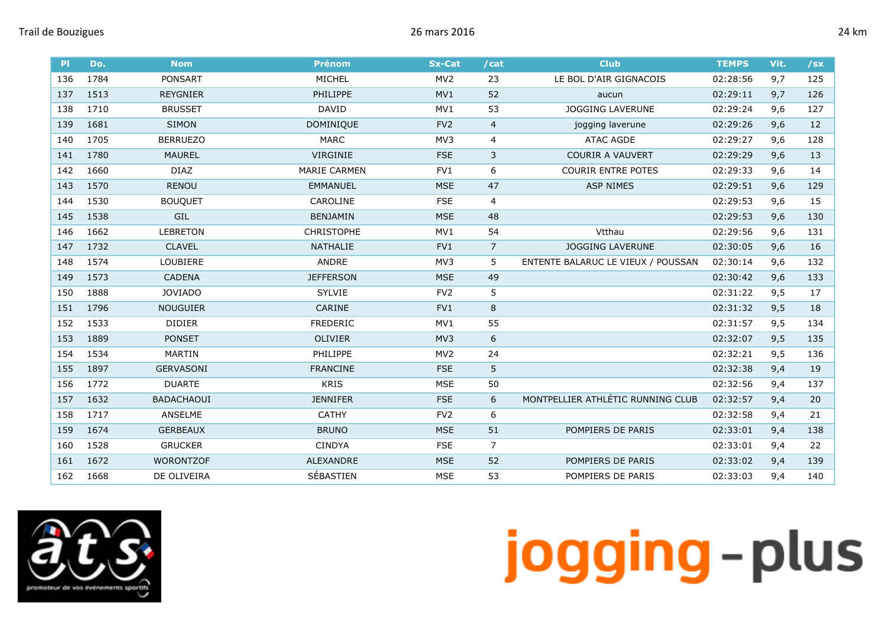Trail de Bouzigues 26 mars 2016 24 km

| Pl | Do. | Nom | Prénom | Sx-Cat | /cat | Club | TEMPS | Vit. | /sx |
|---|---|---|---|---|---|---|---|---|---|
| 136 | 1784 | PONSART | MICHEL | MV2 | 23 | LE BOL D'AIR GIGNACOIS | 02:28:56 | 9,7 | 125 |
| 137 | 1513 | REYGNIER | PHILIPPE | MV1 | 52 | aucun | 02:29:11 | 9,7 | 126 |
| 138 | 1710 | BRUSSET | DAVID | MV1 | 53 | JOGGING LAVERUNE | 02:29:24 | 9,6 | 127 |
| 139 | 1681 | SIMON | DOMINIQUE | FV2 | 4 | jogging laverune | 02:29:26 | 9,6 | 12 |
| 140 | 1705 | BERRUEZO | MARC | MV3 | 4 | ATAC AGDE | 02:29:27 | 9,6 | 128 |
| 141 | 1780 | MAUREL | VIRGINIE | FSE | 3 | COURIR A VAUVERT | 02:29:29 | 9,6 | 13 |
| 142 | 1660 | DIAZ | MARIE CARMEN | FV1 | 6 | COURIR ENTRE POTES | 02:29:33 | 9,6 | 14 |
| 143 | 1570 | RENOU | EMMANUEL | MSE | 47 | ASP NIMES | 02:29:51 | 9,6 | 129 |
| 144 | 1530 | BOUQUET | CAROLINE | FSE | 4 | | 02:29:53 | 9,6 | 15 |
| 145 | 1538 | GIL | BENJAMIN | MSE | 48 | | 02:29:53 | 9,6 | 130 |
| 146 | 1662 | LEBRETON | CHRISTOPHE | MV1 | 54 | Vtthau | 02:29:56 | 9,6 | 131 |
| 147 | 1732 | CLAVEL | NATHALIE | FV1 | 7 | JOGGING LAVERUNE | 02:30:05 | 9,6 | 16 |
| 148 | 1574 | LOUBIERE | ANDRE | MV3 | 5 | ENTENTE BALARUC LE VIEUX / POUSSAN | 02:30:14 | 9,6 | 132 |
| 149 | 1573 | CADENA | JEFFERSON | MSE | 49 | | 02:30:42 | 9,6 | 133 |
| 150 | 1888 | JOVIADO | SYLVIE | FV2 | 5 | | 02:31:22 | 9,5 | 17 |
| 151 | 1796 | NOUGUIER | CARINE | FV1 | 8 | | 02:31:32 | 9,5 | 18 |
| 152 | 1533 | DIDIER | FREDERIC | MV1 | 55 | | 02:31:57 | 9,5 | 134 |
| 153 | 1889 | PONSET | OLIVIER | MV3 | 6 | | 02:32:07 | 9,5 | 135 |
| 154 | 1534 | MARTIN | PHILIPPE | MV2 | 24 | | 02:32:21 | 9,5 | 136 |
| 155 | 1897 | GERVASONI | FRANCINE | FSE | 5 | | 02:32:38 | 9,4 | 19 |
| 156 | 1772 | DUARTE | KRIS | MSE | 50 | | 02:32:56 | 9,4 | 137 |
| 157 | 1632 | BADACHAOUI | JENNIFER | FSE | 6 | MONTPELLIER ATHLÉTIC RUNNING CLUB | 02:32:57 | 9,4 | 20 |
| 158 | 1717 | ANSELME | CATHY | FV2 | 6 | | 02:32:58 | 9,4 | 21 |
| 159 | 1674 | GERBEAUX | BRUNO | MSE | 51 | POMPIERS DE PARIS | 02:33:01 | 9,4 | 138 |
| 160 | 1528 | GRUCKER | CINDYA | FSE | 7 | | 02:33:01 | 9,4 | 22 |
| 161 | 1672 | WORONTZOF | ALEXANDRE | MSE | 52 | POMPIERS DE PARIS | 02:33:02 | 9,4 | 139 |
| 162 | 1668 | DE OLIVEIRA | SÉBASTIEN | MSE | 53 | POMPIERS DE PARIS | 02:33:03 | 9,4 | 140 |

jogging-plus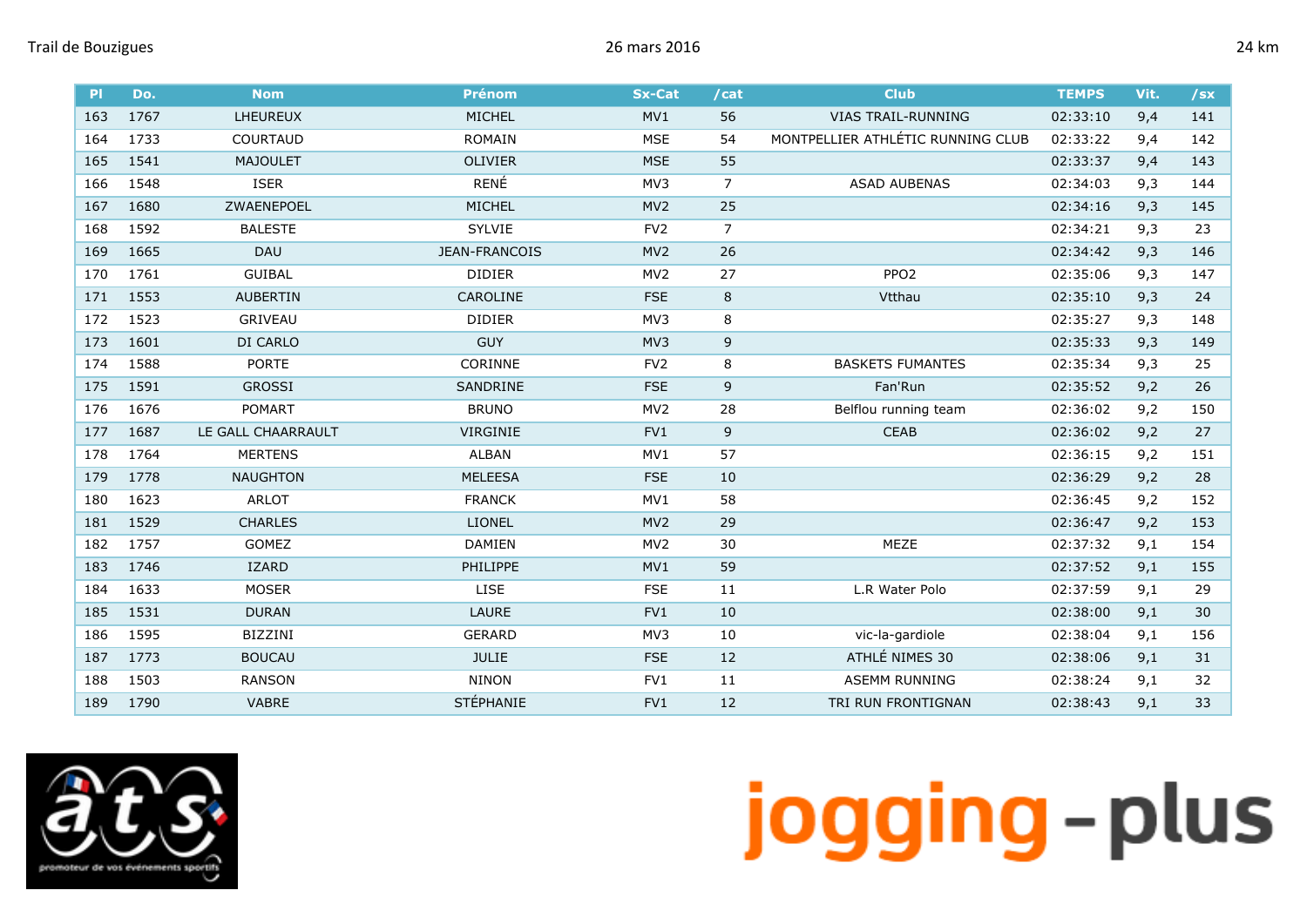Trail de Bouzigues 26 mars 2016 24 km

| Pl | Do. | Nom | Prénom | Sx-Cat | /cat | Club | TEMPS | Vit. | /sx |
|---|---|---|---|---|---|---|---|---|---|
| 163 | 1767 | LHEUREUX | MICHEL | MV1 | 56 | VIAS TRAIL-RUNNING | 02:33:10 | 9,4 | 141 |
| 164 | 1733 | COURTAUD | ROMAIN | MSE | 54 | MONTPELLIER ATHLÉTIC RUNNING CLUB | 02:33:22 | 9,4 | 142 |
| 165 | 1541 | MAJOULET | OLIVIER | MSE | 55 | | 02:33:37 | 9,4 | 143 |
| 166 | 1548 | ISER | RENÉ | MV3 | 7 | ASAD AUBENAS | 02:34:03 | 9,3 | 144 |
| 167 | 1680 | ZWAENEPOEL | MICHEL | MV2 | 25 | | 02:34:16 | 9,3 | 145 |
| 168 | 1592 | BALESTE | SYLVIE | FV2 | 7 | | 02:34:21 | 9,3 | 23 |
| 169 | 1665 | DAU | JEAN-FRANCOIS | MV2 | 26 | | 02:34:42 | 9,3 | 146 |
| 170 | 1761 | GUIBAL | DIDIER | MV2 | 27 | PPO2 | 02:35:06 | 9,3 | 147 |
| 171 | 1553 | AUBERTIN | CAROLINE | FSE | 8 | Vtthau | 02:35:10 | 9,3 | 24 |
| 172 | 1523 | GRIVEAU | DIDIER | MV3 | 8 | | 02:35:27 | 9,3 | 148 |
| 173 | 1601 | DI CARLO | GUY | MV3 | 9 | | 02:35:33 | 9,3 | 149 |
| 174 | 1588 | PORTE | CORINNE | FV2 | 8 | BASKETS FUMANTES | 02:35:34 | 9,3 | 25 |
| 175 | 1591 | GROSSI | SANDRINE | FSE | 9 | Fan'Run | 02:35:52 | 9,2 | 26 |
| 176 | 1676 | POMART | BRUNO | MV2 | 28 | Belflou running team | 02:36:02 | 9,2 | 150 |
| 177 | 1687 | LE GALL CHAARRAULT | VIRGINIE | FV1 | 9 | CEAB | 02:36:02 | 9,2 | 27 |
| 178 | 1764 | MERTENS | ALBAN | MV1 | 57 | | 02:36:15 | 9,2 | 151 |
| 179 | 1778 | NAUGHTON | MELEESA | FSE | 10 | | 02:36:29 | 9,2 | 28 |
| 180 | 1623 | ARLOT | FRANCK | MV1 | 58 | | 02:36:45 | 9,2 | 152 |
| 181 | 1529 | CHARLES | LIONEL | MV2 | 29 | | 02:36:47 | 9,2 | 153 |
| 182 | 1757 | GOMEZ | DAMIEN | MV2 | 30 | MEZE | 02:37:32 | 9,1 | 154 |
| 183 | 1746 | IZARD | PHILIPPE | MV1 | 59 | | 02:37:52 | 9,1 | 155 |
| 184 | 1633 | MOSER | LISE | FSE | 11 | L.R Water Polo | 02:37:59 | 9,1 | 29 |
| 185 | 1531 | DURAN | LAURE | FV1 | 10 | | 02:38:00 | 9,1 | 30 |
| 186 | 1595 | BIZZINI | GERARD | MV3 | 10 | vic-la-gardiole | 02:38:04 | 9,1 | 156 |
| 187 | 1773 | BOUCAU | JULIE | FSE | 12 | ATHLÉ NIMES 30 | 02:38:06 | 9,1 | 31 |
| 188 | 1503 | RANSON | NINON | FV1 | 11 | ASEMM RUNNING | 02:38:24 | 9,1 | 32 |
| 189 | 1790 | VABRE | STÉPHANIE | FV1 | 12 | TRI RUN FRONTIGNAN | 02:38:43 | 9,1 | 33 |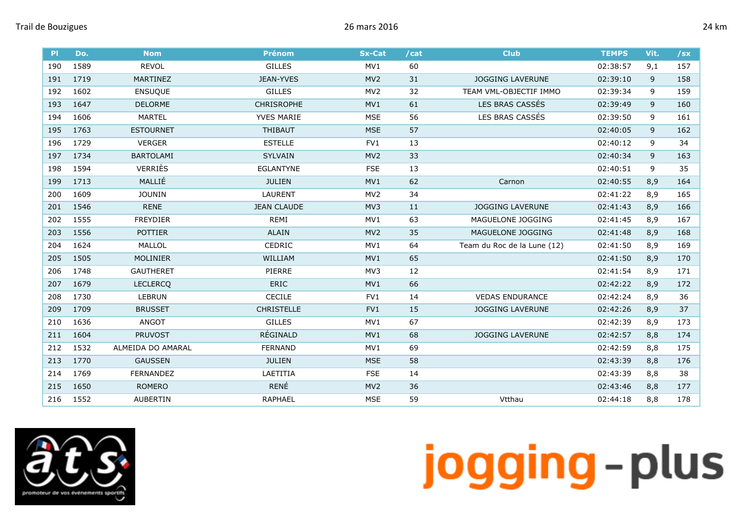Trail de Bouzigues 26 mars 2016 24 km

| Pl | Do. | Nom | Prénom | Sx-Cat | /cat | Club | TEMPS | Vit. | /sx |
|---|---|---|---|---|---|---|---|---|---|
| 190 | 1589 | REVOL | GILLES | MV1 | 60 | | 02:38:57 | 9,1 | 157 |
| 191 | 1719 | MARTINEZ | JEAN-YVES | MV2 | 31 | JOGGING LAVERUNE | 02:39:10 | 9 | 158 |
| 192 | 1602 | ENSUQUE | GILLES | MV2 | 32 | TEAM VML-OBJECTIF IMMO | 02:39:34 | 9 | 159 |
| 193 | 1647 | DELORME | CHRISROPHE | MV1 | 61 | LES BRAS CASSÉS | 02:39:49 | 9 | 160 |
| 194 | 1606 | MARTEL | YVES MARIE | MSE | 56 | LES BRAS CASSÉS | 02:39:50 | 9 | 161 |
| 195 | 1763 | ESTOURNET | THIBAUT | MSE | 57 | | 02:40:05 | 9 | 162 |
| 196 | 1729 | VERGER | ESTELLE | FV1 | 13 | | 02:40:12 | 9 | 34 |
| 197 | 1734 | BARTOLAMI | SYLVAIN | MV2 | 33 | | 02:40:34 | 9 | 163 |
| 198 | 1594 | VERRIÈS | EGLANTYNE | FSE | 13 | | 02:40:51 | 9 | 35 |
| 199 | 1713 | MALLIÉ | JULIEN | MV1 | 62 | Carnon | 02:40:55 | 8,9 | 164 |
| 200 | 1609 | JOUNIN | LAURENT | MV2 | 34 | | 02:41:22 | 8,9 | 165 |
| 201 | 1546 | RENE | JEAN CLAUDE | MV3 | 11 | JOGGING LAVERUNE | 02:41:43 | 8,9 | 166 |
| 202 | 1555 | FREYDIER | REMI | MV1 | 63 | MAGUELONE JOGGING | 02:41:45 | 8,9 | 167 |
| 203 | 1556 | POTTIER | ALAIN | MV2 | 35 | MAGUELONE JOGGING | 02:41:48 | 8,9 | 168 |
| 204 | 1624 | MALLOL | CEDRIC | MV1 | 64 | Team du Roc de la Lune (12) | 02:41:50 | 8,9 | 169 |
| 205 | 1505 | MOLINIER | WILLIAM | MV1 | 65 | | 02:41:50 | 8,9 | 170 |
| 206 | 1748 | GAUTHERET | PIERRE | MV3 | 12 | | 02:41:54 | 8,9 | 171 |
| 207 | 1679 | LECLERCQ | ERIC | MV1 | 66 | | 02:42:22 | 8,9 | 172 |
| 208 | 1730 | LEBRUN | CECILE | FV1 | 14 | VEDAS ENDURANCE | 02:42:24 | 8,9 | 36 |
| 209 | 1709 | BRUSSET | CHRISTELLE | FV1 | 15 | JOGGING LAVERUNE | 02:42:26 | 8,9 | 37 |
| 210 | 1636 | ANGOT | GILLES | MV1 | 67 | | 02:42:39 | 8,9 | 173 |
| 211 | 1604 | PRUVOST | RÉGINALD | MV1 | 68 | JOGGING LAVERUNE | 02:42:57 | 8,8 | 174 |
| 212 | 1532 | ALMEIDA DO AMARAL | FERNAND | MV1 | 69 | | 02:42:59 | 8,8 | 175 |
| 213 | 1770 | GAUSSEN | JULIEN | MSE | 58 | | 02:43:39 | 8,8 | 176 |
| 214 | 1769 | FERNANDEZ | LAETITIA | FSE | 14 | | 02:43:39 | 8,8 | 38 |
| 215 | 1650 | ROMERO | RENÉ | MV2 | 36 | | 02:43:46 | 8,8 | 177 |
| 216 | 1552 | AUBERTIN | RAPHAEL | MSE | 59 | Vtthau | 02:44:18 | 8,8 | 178 |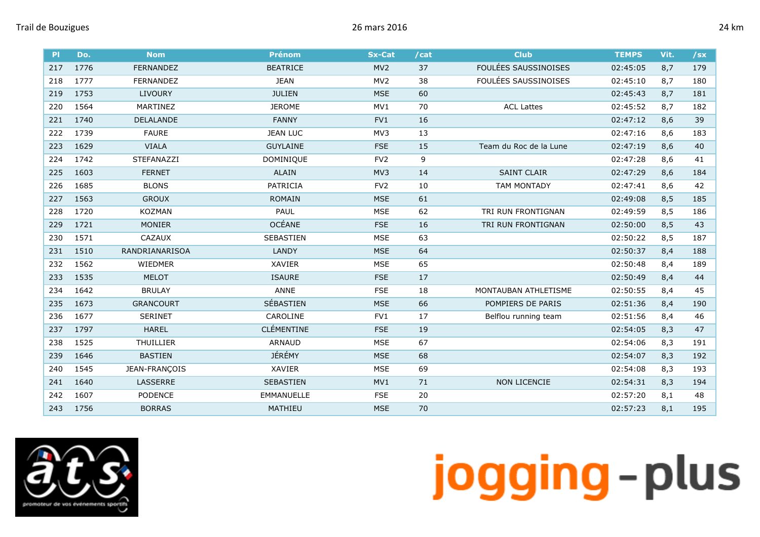| Pl | Do. | Nom | Prénom | Sx-Cat | /cat | Club | TEMPS | Vit. | /sx |
|---|---|---|---|---|---|---|---|---|---|
| 217 | 1776 | FERNANDEZ | BEATRICE | MV2 | 37 | FOULÉES SAUSSINOISES | 02:45:05 | 8,7 | 179 |
| 218 | 1777 | FERNANDEZ | JEAN | MV2 | 38 | FOULÉES SAUSSINOISES | 02:45:10 | 8,7 | 180 |
| 219 | 1753 | LIVOURY | JULIEN | MSE | 60 | | 02:45:43 | 8,7 | 181 |
| 220 | 1564 | MARTINEZ | JEROME | MV1 | 70 | ACL Lattes | 02:45:52 | 8,7 | 182 |
| 221 | 1740 | DELALANDE | FANNY | FV1 | 16 | | 02:47:12 | 8,6 | 39 |
| 222 | 1739 | FAURE | JEAN LUC | MV3 | 13 | | 02:47:16 | 8,6 | 183 |
| 223 | 1629 | VIALA | GUYLAINE | FSE | 15 | Team du Roc de la Lune | 02:47:19 | 8,6 | 40 |
| 224 | 1742 | STEFANAZZI | DOMINIQUE | FV2 | 9 | | 02:47:28 | 8,6 | 41 |
| 225 | 1603 | FERNET | ALAIN | MV3 | 14 | SAINT CLAIR | 02:47:29 | 8,6 | 184 |
| 226 | 1685 | BLONS | PATRICIA | FV2 | 10 | TAM MONTADY | 02:47:41 | 8,6 | 42 |
| 227 | 1563 | GROUX | ROMAIN | MSE | 61 | | 02:49:08 | 8,5 | 185 |
| 228 | 1720 | KOZMAN | PAUL | MSE | 62 | TRI RUN FRONTIGNAN | 02:49:59 | 8,5 | 186 |
| 229 | 1721 | MONIER | OCÉANE | FSE | 16 | TRI RUN FRONTIGNAN | 02:50:00 | 8,5 | 43 |
| 230 | 1571 | CAZAUX | SEBASTIEN | MSE | 63 | | 02:50:22 | 8,5 | 187 |
| 231 | 1510 | RANDRIANARISOA | LANDY | MSE | 64 | | 02:50:37 | 8,4 | 188 |
| 232 | 1562 | WIEDMER | XAVIER | MSE | 65 | | 02:50:48 | 8,4 | 189 |
| 233 | 1535 | MELOT | ISAURE | FSE | 17 | | 02:50:49 | 8,4 | 44 |
| 234 | 1642 | BRULAY | ANNE | FSE | 18 | MONTAUBAN ATHLETISME | 02:50:55 | 8,4 | 45 |
| 235 | 1673 | GRANCOURT | SÉBASTIEN | MSE | 66 | POMPIERS DE PARIS | 02:51:36 | 8,4 | 190 |
| 236 | 1677 | SERINET | CAROLINE | FV1 | 17 | Belflou running team | 02:51:56 | 8,4 | 46 |
| 237 | 1797 | HAREL | CLÉMENTINE | FSE | 19 | | 02:54:05 | 8,3 | 47 |
| 238 | 1525 | THUILLIER | ARNAUD | MSE | 67 | | 02:54:06 | 8,3 | 191 |
| 239 | 1646 | BASTIEN | JÉRÉMY | MSE | 68 | | 02:54:07 | 8,3 | 192 |
| 240 | 1545 | JEAN-FRANÇOIS | XAVIER | MSE | 69 | | 02:54:08 | 8,3 | 193 |
| 241 | 1640 | LASSERRE | SEBASTIEN | MV1 | 71 | NON LICENCIE | 02:54:31 | 8,3 | 194 |
| 242 | 1607 | PODENCE | EMMANUELLE | FSE | 20 | | 02:57:20 | 8,1 | 48 |
| 243 | 1756 | BORRAS | MATHIEU | MSE | 70 | | 02:57:23 | 8,1 | 195 |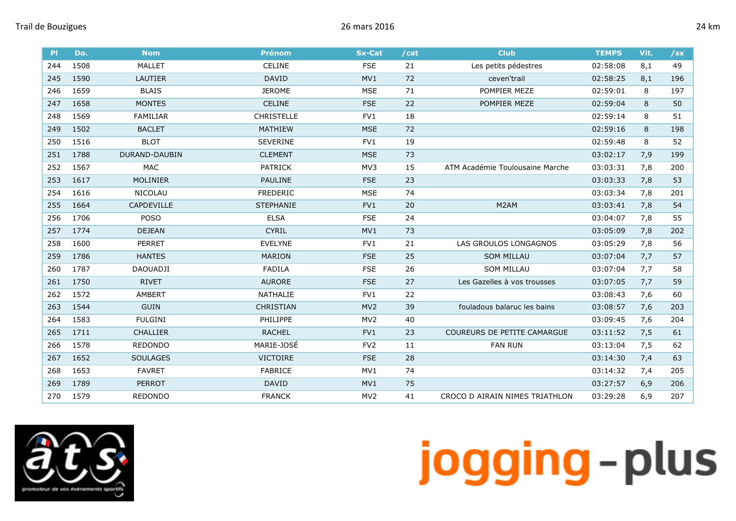Trail de Bouzigues — 26 mars 2016 — 24 km

| Pl | Do. | Nom | Prénom | Sx-Cat | /cat | Club | TEMPS | Vit. | /sx |
|---|---|---|---|---|---|---|---|---|---|
| 244 | 1508 | MALLET | CELINE | FSE | 21 | Les petits pédestres | 02:58:08 | 8,1 | 49 |
| 245 | 1590 | LAUTIER | DAVID | MV1 | 72 | ceven'trail | 02:58:25 | 8,1 | 196 |
| 246 | 1659 | BLAIS | JEROME | MSE | 71 | POMPIER MEZE | 02:59:01 | 8 | 197 |
| 247 | 1658 | MONTES | CELINE | FSE | 22 | POMPIER MEZE | 02:59:04 | 8 | 50 |
| 248 | 1569 | FAMILIAR | CHRISTELLE | FV1 | 18 | | 02:59:14 | 8 | 51 |
| 249 | 1502 | BACLET | MATHIEW | MSE | 72 | | 02:59:16 | 8 | 198 |
| 250 | 1516 | BLOT | SEVERINE | FV1 | 19 | | 02:59:48 | 8 | 52 |
| 251 | 1788 | DURAND-DAUBIN | CLEMENT | MSE | 73 | | 03:02:17 | 7,9 | 199 |
| 252 | 1567 | MAC | PATRICK | MV3 | 15 | ATM Académie Toulousaine Marche | 03:03:31 | 7,8 | 200 |
| 253 | 1617 | MOLINIER | PAULINE | FSE | 23 | | 03:03:33 | 7,8 | 53 |
| 254 | 1616 | NICOLAU | FREDERIC | MSE | 74 | | 03:03:34 | 7,8 | 201 |
| 255 | 1664 | CAPDEVILLE | STEPHANIE | FV1 | 20 | M2AM | 03:03:41 | 7,8 | 54 |
| 256 | 1706 | POSO | ELSA | FSE | 24 | | 03:04:07 | 7,8 | 55 |
| 257 | 1774 | DEJEAN | CYRIL | MV1 | 73 | | 03:05:09 | 7,8 | 202 |
| 258 | 1600 | PERRET | EVELYNE | FV1 | 21 | LAS GROULOS LONGAGNOS | 03:05:29 | 7,8 | 56 |
| 259 | 1786 | HANTES | MARION | FSE | 25 | SOM MILLAU | 03:07:04 | 7,7 | 57 |
| 260 | 1787 | DAOUADJI | FADILA | FSE | 26 | SOM MILLAU | 03:07:04 | 7,7 | 58 |
| 261 | 1750 | RIVET | AURORE | FSE | 27 | Les Gazelles à vos trousses | 03:07:05 | 7,7 | 59 |
| 262 | 1572 | AMBERT | NATHALIE | FV1 | 22 | | 03:08:43 | 7,6 | 60 |
| 263 | 1544 | GUIN | CHRISTIAN | MV2 | 39 | fouladous balaruc les bains | 03:08:57 | 7,6 | 203 |
| 264 | 1583 | FULGINI | PHILIPPE | MV2 | 40 | | 03:09:45 | 7,6 | 204 |
| 265 | 1711 | CHALLIER | RACHEL | FV1 | 23 | COUREURS DE PETITE CAMARGUE | 03:11:52 | 7,5 | 61 |
| 266 | 1578 | REDONDO | MARIE-JOSÉ | FV2 | 11 | FAN RUN | 03:13:04 | 7,5 | 62 |
| 267 | 1652 | SOULAGES | VICTOIRE | FSE | 28 | | 03:14:30 | 7,4 | 63 |
| 268 | 1653 | FAVRET | FABRICE | MV1 | 74 | | 03:14:32 | 7,4 | 205 |
| 269 | 1789 | PERROT | DAVID | MV1 | 75 | | 03:27:57 | 6,9 | 206 |
| 270 | 1579 | REDONDO | FRANCK | MV2 | 41 | CROCO D AIRAIN NIMES TRIATHLON | 03:29:28 | 6,9 | 207 |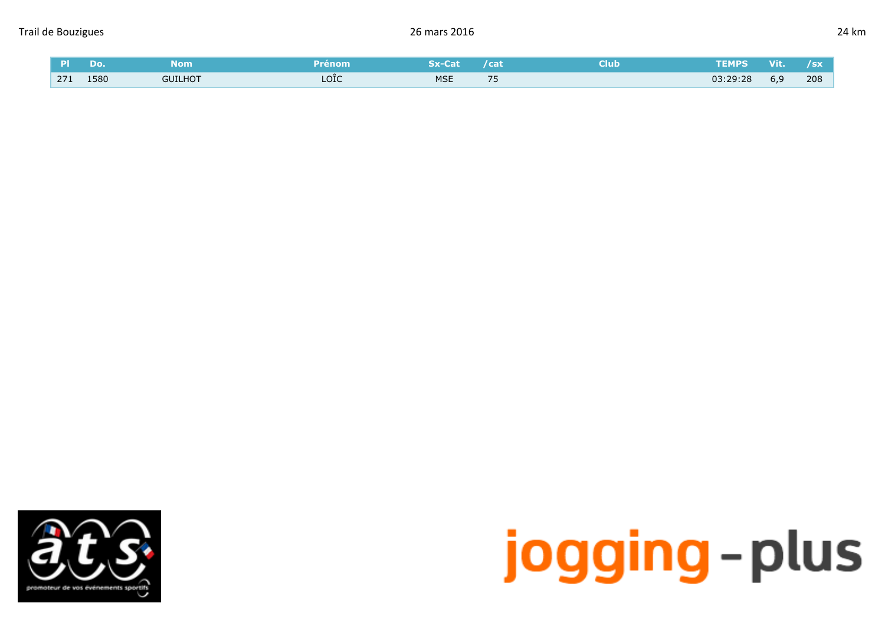| Pl | Do. | Nom | Prénom | Sx-Cat | /cat | Club | TEMPS | Vit. | /sx |
|---|---|---|---|---|---|---|---|---|---|
| 271 | 1580 | GUILHOT | LOÎC | MSE | 75 |  | 03:29:28 | 6,9 | 208 |